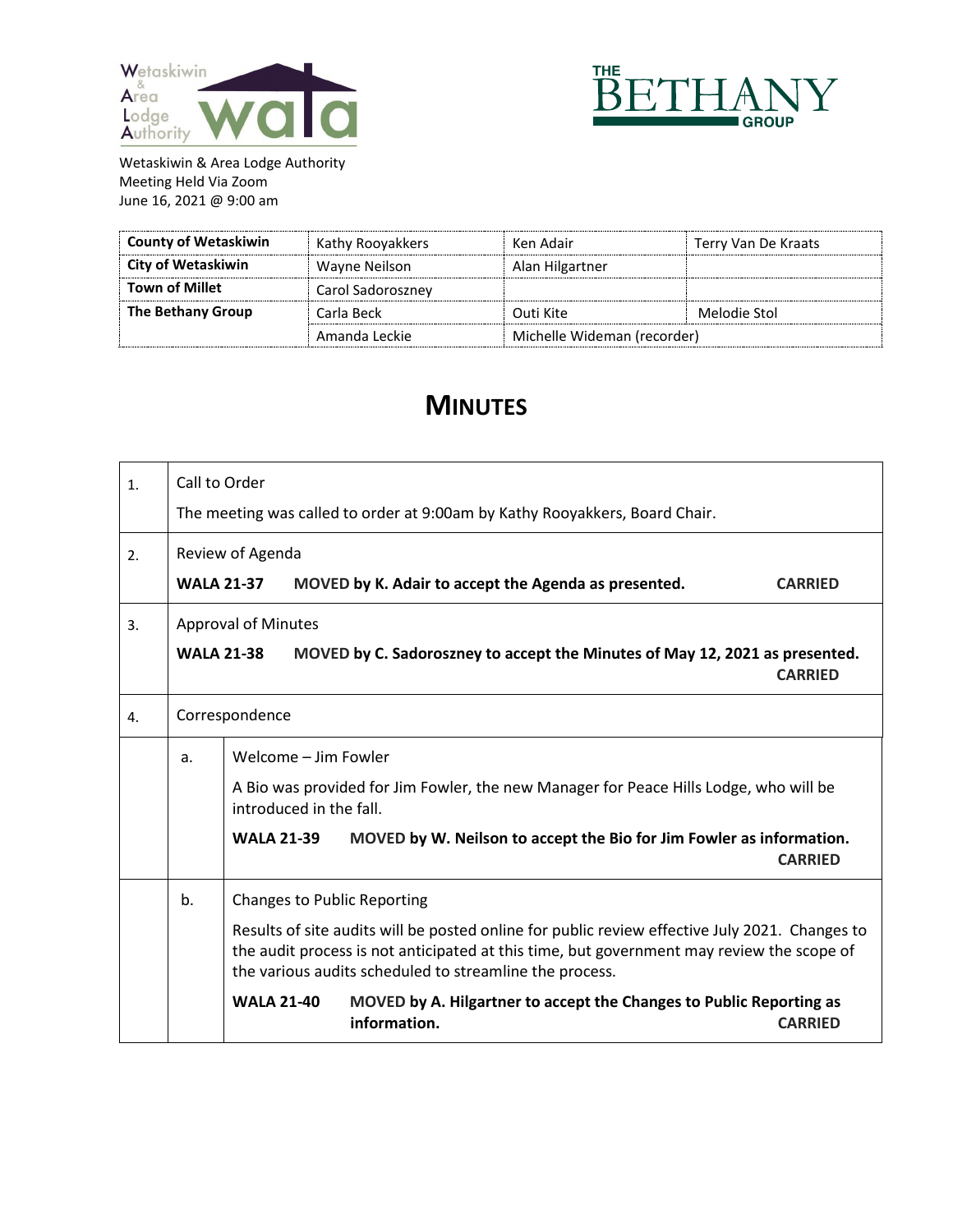Wetaskiwin & Area Lodge Authority
Meeting Held Via Zoom
June 16, 2021 @ 9:00 am

| | | | |
|---|---|---|---|
| **County of Wetaskiwin** | Kathy Rooyakkers | Ken Adair | Terry Van De Kraats |
| **City of Wetaskiwin** | Wayne Neilson | Alan Hilgartner | |
| **Town of Millet** | Carol Sadoroszney | | |
| **The Bethany Group** | Carla Beck | Outi Kite | Melodie Stol |
| | Amanda Leckie | Michelle Wideman (recorder) | |

# MINUTES

1. Call to Order

The meeting was called to order at 9:00am by Kathy Rooyakkers, Board Chair.

2. Review of Agenda

**WALA 21-37** **MOVED by K. Adair to accept the Agenda as presented.** **CARRIED**

3. Approval of Minutes

**WALA 21-38** **MOVED by C. Sadoroszney to accept the Minutes of May 12, 2021 as presented.** **CARRIED**

4. Correspondence

a. Welcome – Jim Fowler

A Bio was provided for Jim Fowler, the new Manager for Peace Hills Lodge, who will be introduced in the fall.

**WALA 21-39** **MOVED by W. Neilson to accept the Bio for Jim Fowler as information.** **CARRIED**

b. Changes to Public Reporting

Results of site audits will be posted online for public review effective July 2021. Changes to the audit process is not anticipated at this time, but government may review the scope of the various audits scheduled to streamline the process.

**WALA 21-40** **MOVED by A. Hilgartner to accept the Changes to Public Reporting as information.** **CARRIED**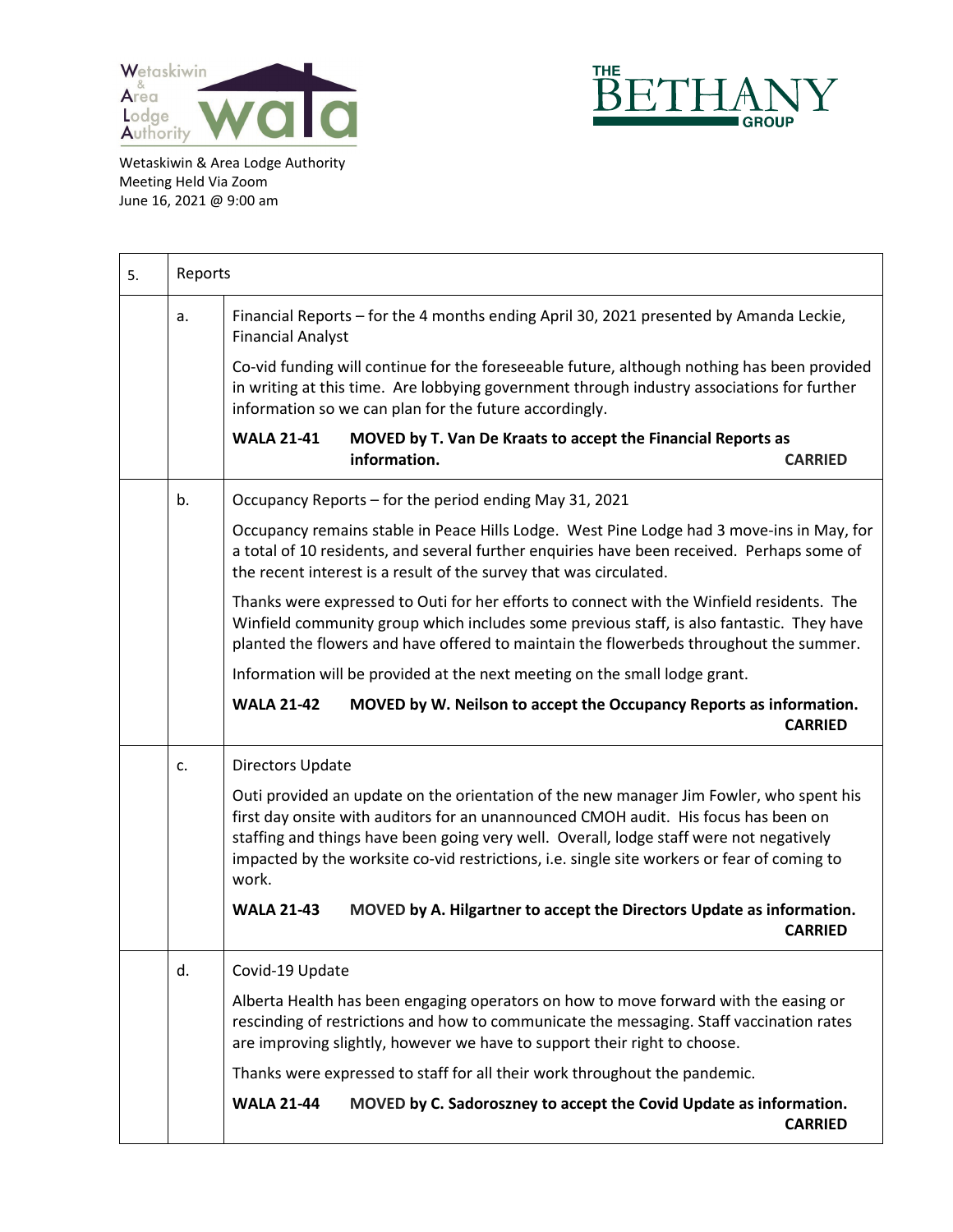Wetaskiwin & Area Lodge Authority
Meeting Held Via Zoom
June 16, 2021 @ 9:00 am

| 5. | Reports | |
|---|---|---|
| | a. | Financial Reports – for the 4 months ending April 30, 2021 presented by Amanda Leckie, Financial Analyst<br><br>Co-vid funding will continue for the foreseeable future, although nothing has been provided in writing at this time. Are lobbying government through industry associations for further information so we can plan for the future accordingly.<br><br>**WALA 21-41** **MOVED by T. Van De Kraats to accept the Financial Reports as information.** **CARRIED** |
| | b. | Occupancy Reports – for the period ending May 31, 2021<br><br>Occupancy remains stable in Peace Hills Lodge. West Pine Lodge had 3 move-ins in May, for a total of 10 residents, and several further enquiries have been received. Perhaps some of the recent interest is a result of the survey that was circulated.<br><br>Thanks were expressed to Outi for her efforts to connect with the Winfield residents. The Winfield community group which includes some previous staff, is also fantastic. They have planted the flowers and have offered to maintain the flowerbeds throughout the summer.<br><br>Information will be provided at the next meeting on the small lodge grant.<br><br>**WALA 21-42** **MOVED by W. Neilson to accept the Occupancy Reports as information.** **CARRIED** |
| | c. | Directors Update<br><br>Outi provided an update on the orientation of the new manager Jim Fowler, who spent his first day onsite with auditors for an unannounced CMOH audit. His focus has been on staffing and things have been going very well. Overall, lodge staff were not negatively impacted by the worksite co-vid restrictions, i.e. single site workers or fear of coming to work.<br><br>**WALA 21-43** **MOVED by A. Hilgartner to accept the Directors Update as information.** **CARRIED** |
| | d. | Covid-19 Update<br><br>Alberta Health has been engaging operators on how to move forward with the easing or rescinding of restrictions and how to communicate the messaging. Staff vaccination rates are improving slightly, however we have to support their right to choose.<br><br>Thanks were expressed to staff for all their work throughout the pandemic.<br><br>**WALA 21-44** **MOVED by C. Sadoroszney to accept the Covid Update as information.** **CARRIED** |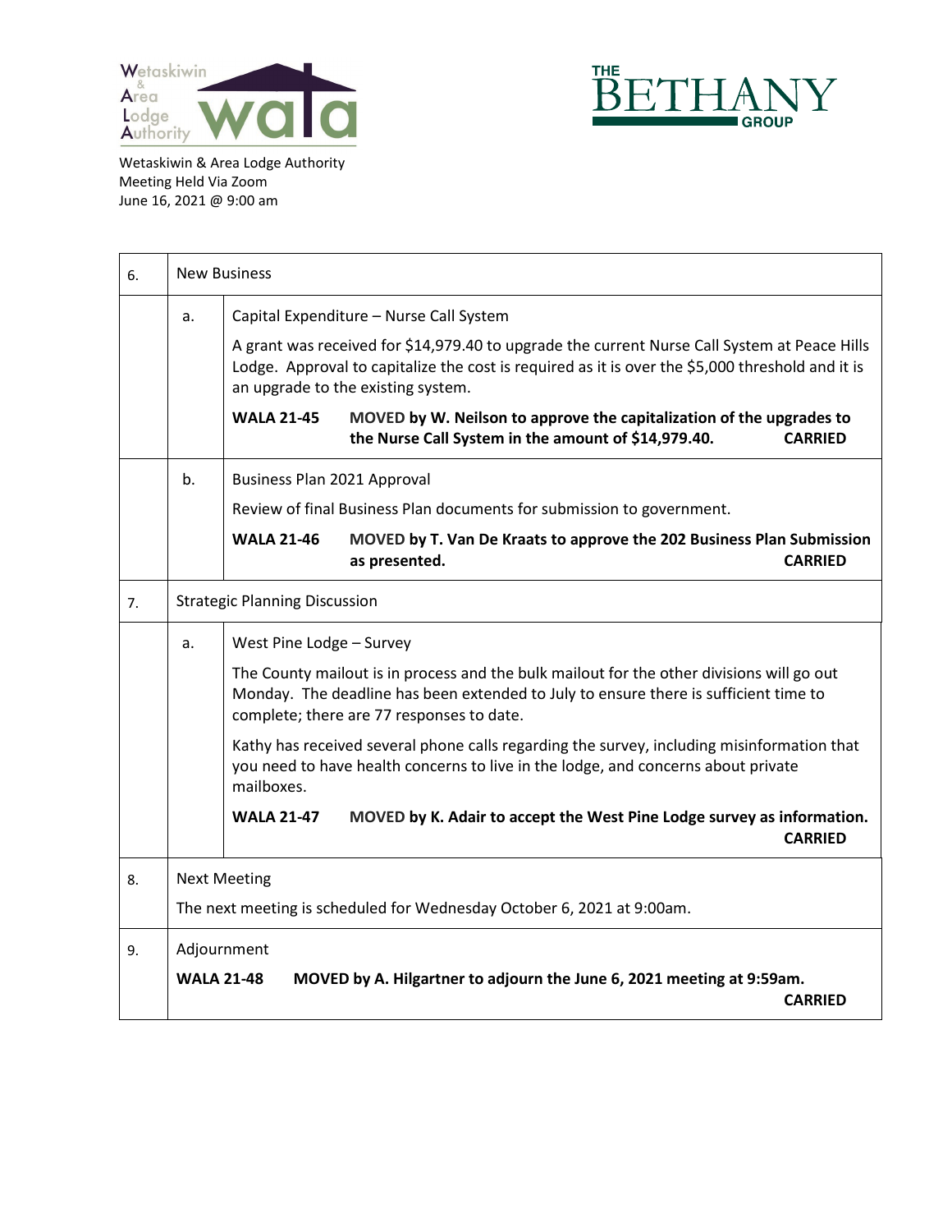Wetaskiwin & Area Lodge Authority
Meeting Held Via Zoom
June 16, 2021 @ 9:00 am

| | | |
|---|---|---|
| 6. | New Business | |
| | a. | Capital Expenditure – Nurse Call System<br><br>A grant was received for $14,979.40 to upgrade the current Nurse Call System at Peace Hills Lodge. Approval to capitalize the cost is required as it is over the $5,000 threshold and it is an upgrade to the existing system.<br><br>**WALA 21-45** **MOVED by W. Neilson to approve the capitalization of the upgrades to the Nurse Call System in the amount of $14,979.40. CARRIED** |
| | b. | Business Plan 2021 Approval<br><br>Review of final Business Plan documents for submission to government.<br><br>**WALA 21-46** **MOVED by T. Van De Kraats to approve the 202 Business Plan Submission as presented. CARRIED** |
| 7. | Strategic Planning Discussion | |
| | a. | West Pine Lodge – Survey<br><br>The County mailout is in process and the bulk mailout for the other divisions will go out Monday. The deadline has been extended to July to ensure there is sufficient time to complete; there are 77 responses to date.<br><br>Kathy has received several phone calls regarding the survey, including misinformation that you need to have health concerns to live in the lodge, and concerns about private mailboxes.<br><br>**WALA 21-47** **MOVED by K. Adair to accept the West Pine Lodge survey as information. CARRIED** |
| 8. | Next Meeting<br><br>The next meeting is scheduled for Wednesday October 6, 2021 at 9:00am. | |
| 9. | Adjournment<br><br>**WALA 21-48** **MOVED by A. Hilgartner to adjourn the June 6, 2021 meeting at 9:59am. CARRIED** | |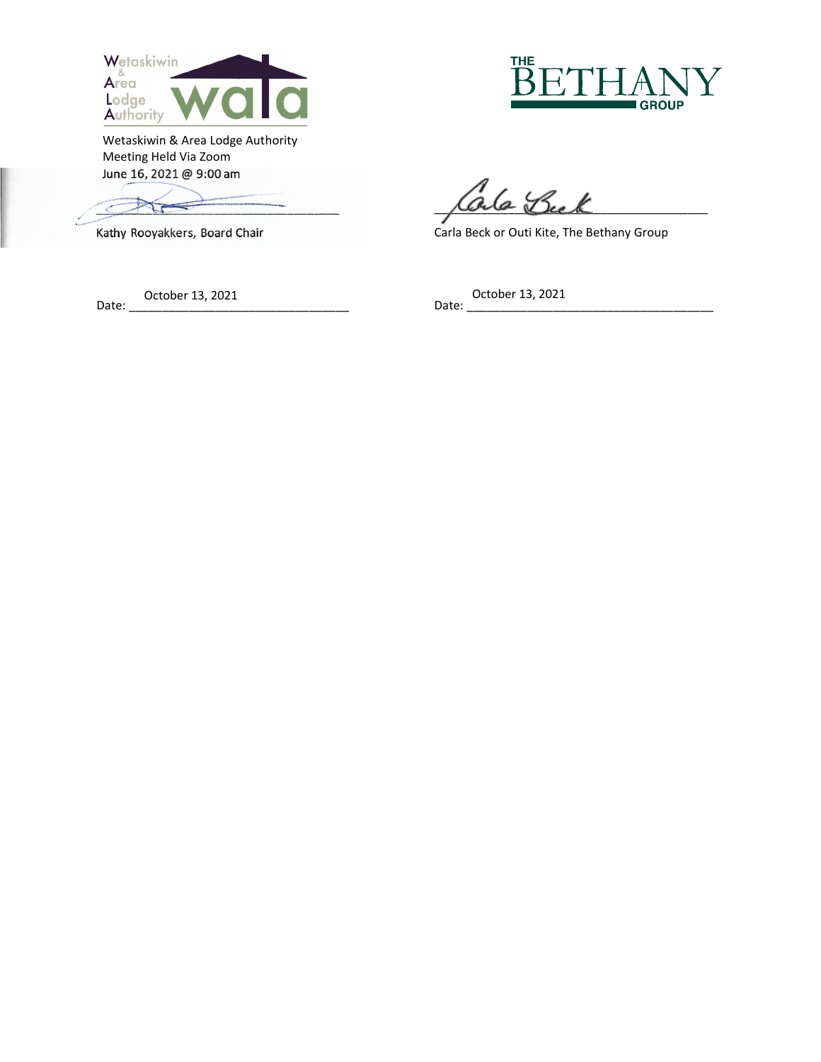Wetaskiwin & Area Lodge Authority

THE BETHANY GROUP

Wetaskiwin & Area Lodge Authority
Meeting Held Via Zoom
June 16, 2021 @ 9:00 am

_______________________________
Kathy Rooyakkers, Board Chair

Date: October 13, 2021

_______________________________
Carla Beck or Outi Kite, The Bethany Group

Date: October 13, 2021